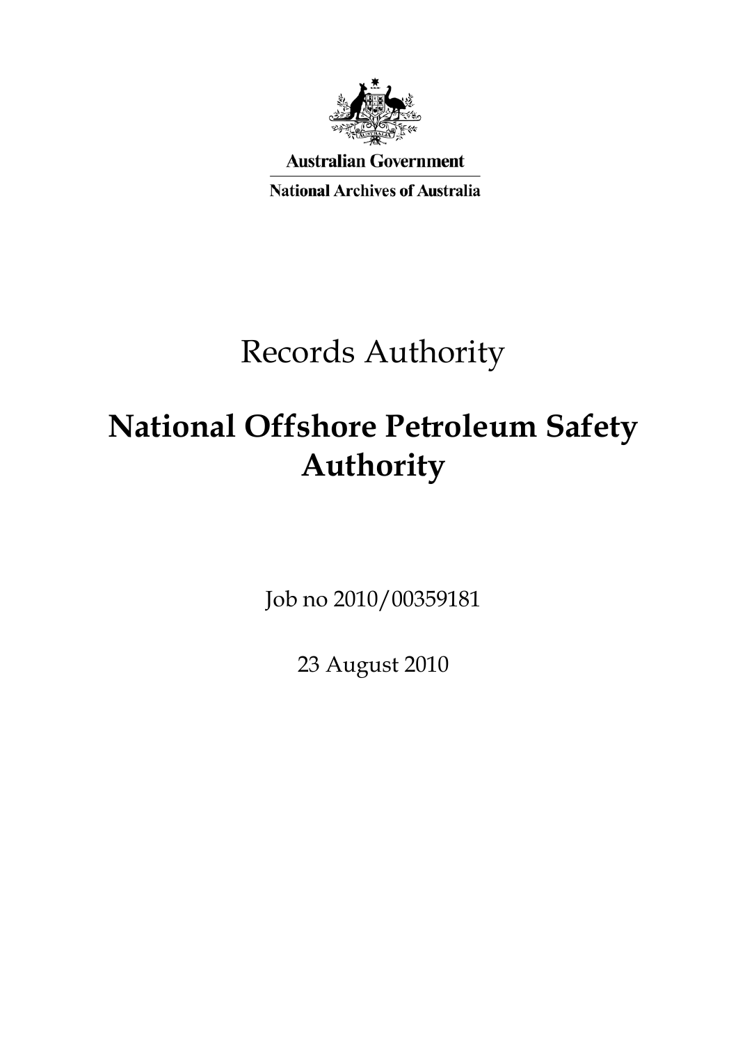Australian Government

National Archives of Australia

# Records Authority

## National Offshore Petroleum Safety Authority

Job no 2010/00359181

23 August 2010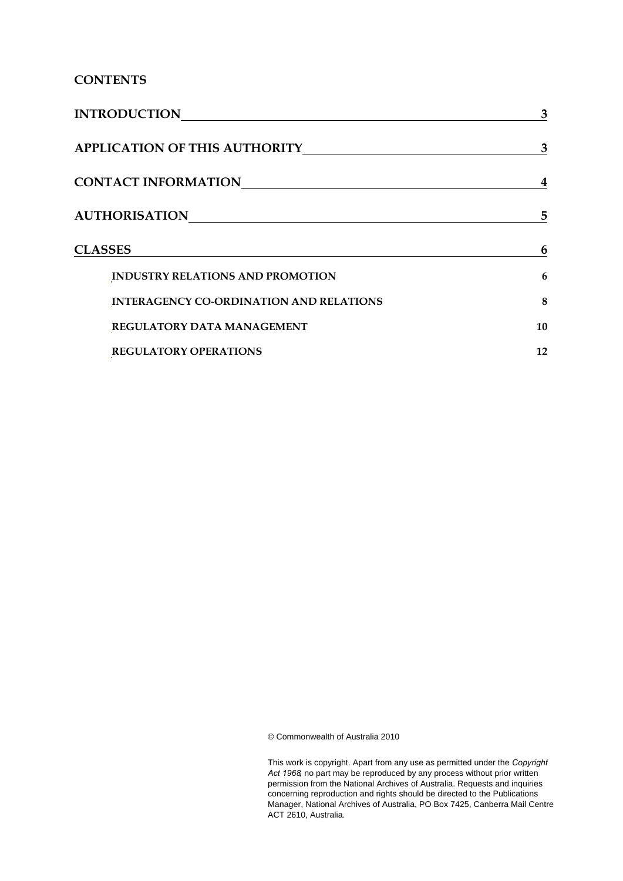## CONTENTS

| | |
|---|---|
| **INTRODUCTION** | **3** |
| **APPLICATION OF THIS AUTHORITY** | **3** |
| **CONTACT INFORMATION** | **4** |
| **AUTHORISATION** | **5** |
| **CLASSES** | **6** |
| **INDUSTRY RELATIONS AND PROMOTION** | **6** |
| **INTERAGENCY CO-ORDINATION AND RELATIONS** | **8** |
| **REGULATORY DATA MANAGEMENT** | **10** |
| **REGULATORY OPERATIONS** | **12** |

© Commonwealth of Australia 2010

This work is copyright. Apart from any use as permitted under the *Copyright Act 1968*, no part may be reproduced by any process without prior written permission from the National Archives of Australia. Requests and inquiries concerning reproduction and rights should be directed to the Publications Manager, National Archives of Australia, PO Box 7425, Canberra Mail Centre ACT 2610, Australia.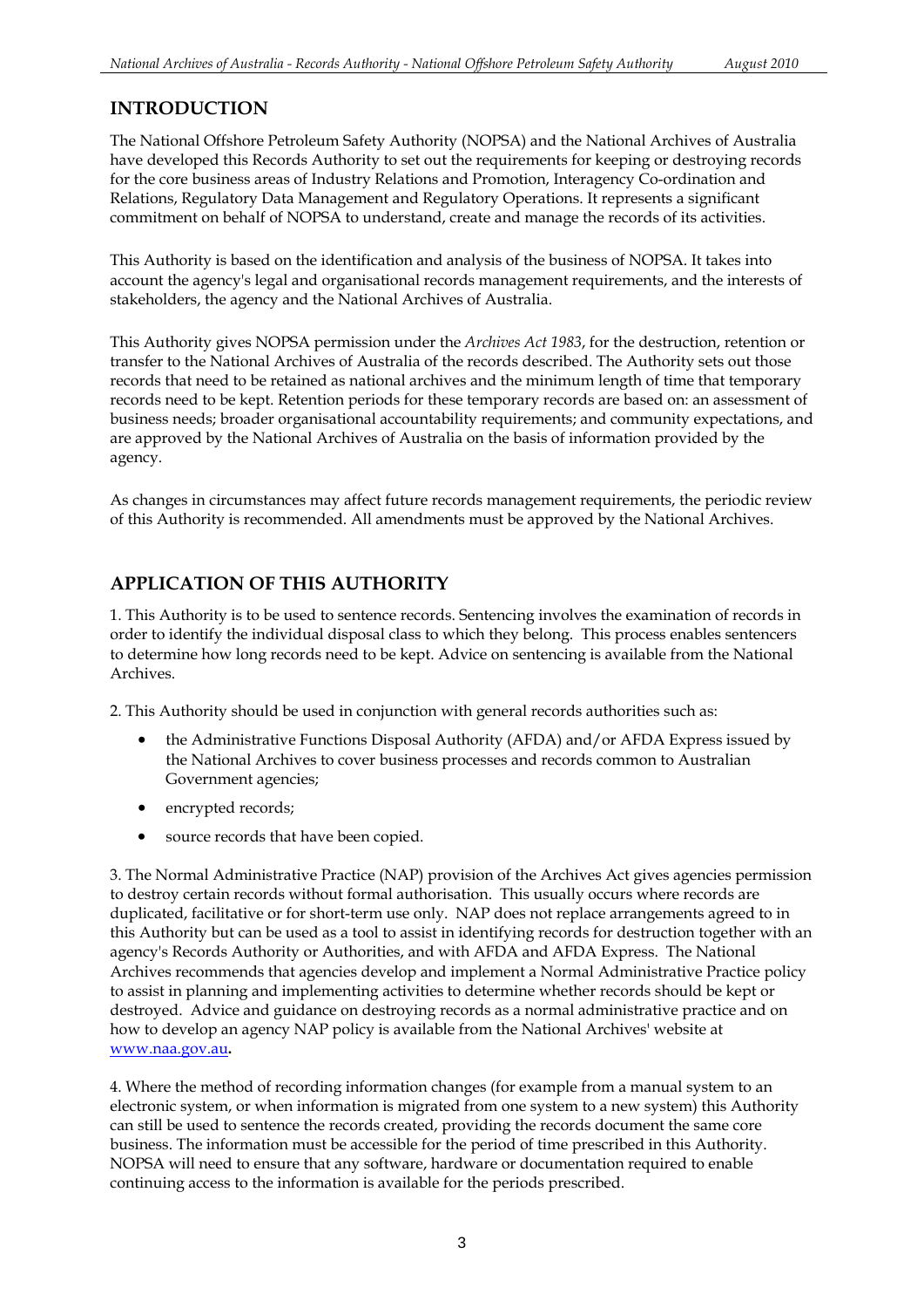## INTRODUCTION

The National Offshore Petroleum Safety Authority (NOPSA) and the National Archives of Australia have developed this Records Authority to set out the requirements for keeping or destroying records for the core business areas of Industry Relations and Promotion, Interagency Co-ordination and Relations, Regulatory Data Management and Regulatory Operations. It represents a significant commitment on behalf of NOPSA to understand, create and manage the records of its activities.

This Authority is based on the identification and analysis of the business of NOPSA. It takes into account the agency's legal and organisational records management requirements, and the interests of stakeholders, the agency and the National Archives of Australia.

This Authority gives NOPSA permission under the *Archives Act 1983*, for the destruction, retention or transfer to the National Archives of Australia of the records described. The Authority sets out those records that need to be retained as national archives and the minimum length of time that temporary records need to be kept. Retention periods for these temporary records are based on: an assessment of business needs; broader organisational accountability requirements; and community expectations, and are approved by the National Archives of Australia on the basis of information provided by the agency.

As changes in circumstances may affect future records management requirements, the periodic review of this Authority is recommended. All amendments must be approved by the National Archives.

## APPLICATION OF THIS AUTHORITY

1. This Authority is to be used to sentence records. Sentencing involves the examination of records in order to identify the individual disposal class to which they belong. This process enables sentencers to determine how long records need to be kept. Advice on sentencing is available from the National Archives.

2. This Authority should be used in conjunction with general records authorities such as:

- the Administrative Functions Disposal Authority (AFDA) and/or AFDA Express issued by the National Archives to cover business processes and records common to Australian Government agencies;
- encrypted records;
- source records that have been copied.

3. The Normal Administrative Practice (NAP) provision of the Archives Act gives agencies permission to destroy certain records without formal authorisation. This usually occurs where records are duplicated, facilitative or for short-term use only. NAP does not replace arrangements agreed to in this Authority but can be used as a tool to assist in identifying records for destruction together with an agency's Records Authority or Authorities, and with AFDA and AFDA Express. The National Archives recommends that agencies develop and implement a Normal Administrative Practice policy to assist in planning and implementing activities to determine whether records should be kept or destroyed. Advice and guidance on destroying records as a normal administrative practice and on how to develop an agency NAP policy is available from the National Archives' website at [www.naa.gov.au](http://www.naa.gov.au)**.**

4. Where the method of recording information changes (for example from a manual system to an electronic system, or when information is migrated from one system to a new system) this Authority can still be used to sentence the records created, providing the records document the same core business. The information must be accessible for the period of time prescribed in this Authority. NOPSA will need to ensure that any software, hardware or documentation required to enable continuing access to the information is available for the periods prescribed.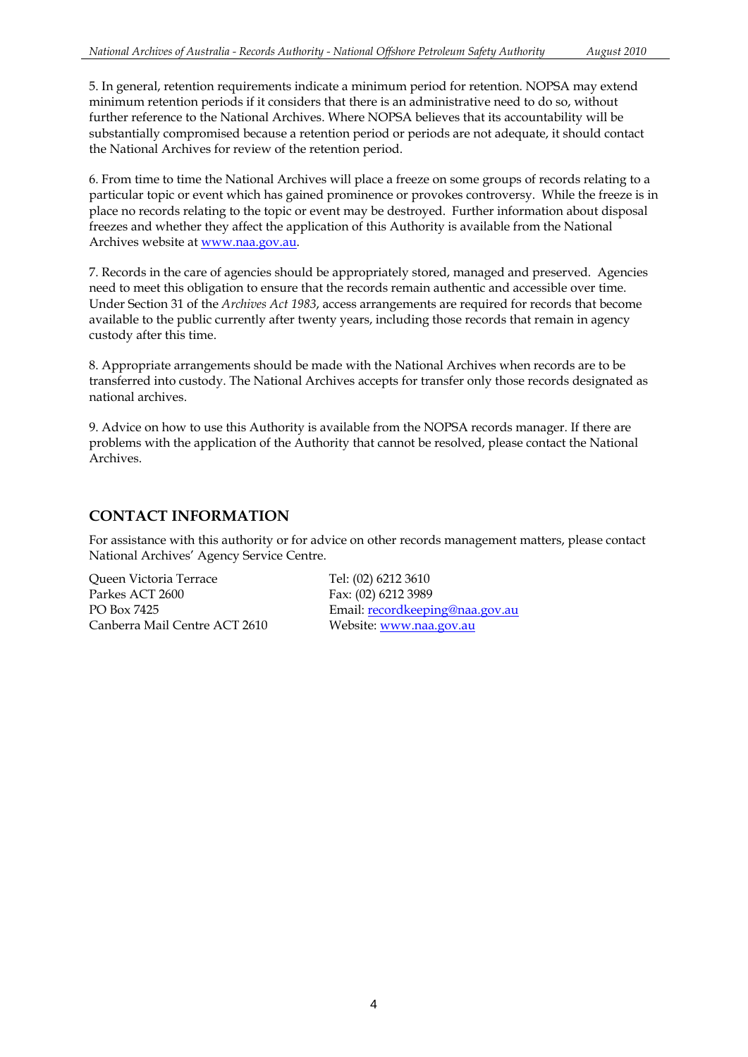5. In general, retention requirements indicate a minimum period for retention. NOPSA may extend minimum retention periods if it considers that there is an administrative need to do so, without further reference to the National Archives. Where NOPSA believes that its accountability will be substantially compromised because a retention period or periods are not adequate, it should contact the National Archives for review of the retention period.

6. From time to time the National Archives will place a freeze on some groups of records relating to a particular topic or event which has gained prominence or provokes controversy. While the freeze is in place no records relating to the topic or event may be destroyed. Further information about disposal freezes and whether they affect the application of this Authority is available from the National Archives website at [www.naa.gov.au](http://www.naa.gov.au).

7. Records in the care of agencies should be appropriately stored, managed and preserved. Agencies need to meet this obligation to ensure that the records remain authentic and accessible over time. Under Section 31 of the *Archives Act 1983*, access arrangements are required for records that become available to the public currently after twenty years, including those records that remain in agency custody after this time.

8. Appropriate arrangements should be made with the National Archives when records are to be transferred into custody. The National Archives accepts for transfer only those records designated as national archives.

9. Advice on how to use this Authority is available from the NOPSA records manager. If there are problems with the application of the Authority that cannot be resolved, please contact the National Archives.

## CONTACT INFORMATION

For assistance with this authority or for advice on other records management matters, please contact National Archives' Agency Service Centre.

Queen Victoria Terrace
Parkes ACT 2600
PO Box 7425
Canberra Mail Centre ACT 2610

Tel: (02) 6212 3610
Fax: (02) 6212 3989
Email: [recordkeeping@naa.gov.au](mailto:recordkeeping@naa.gov.au)
Website: [www.naa.gov.au](http://www.naa.gov.au)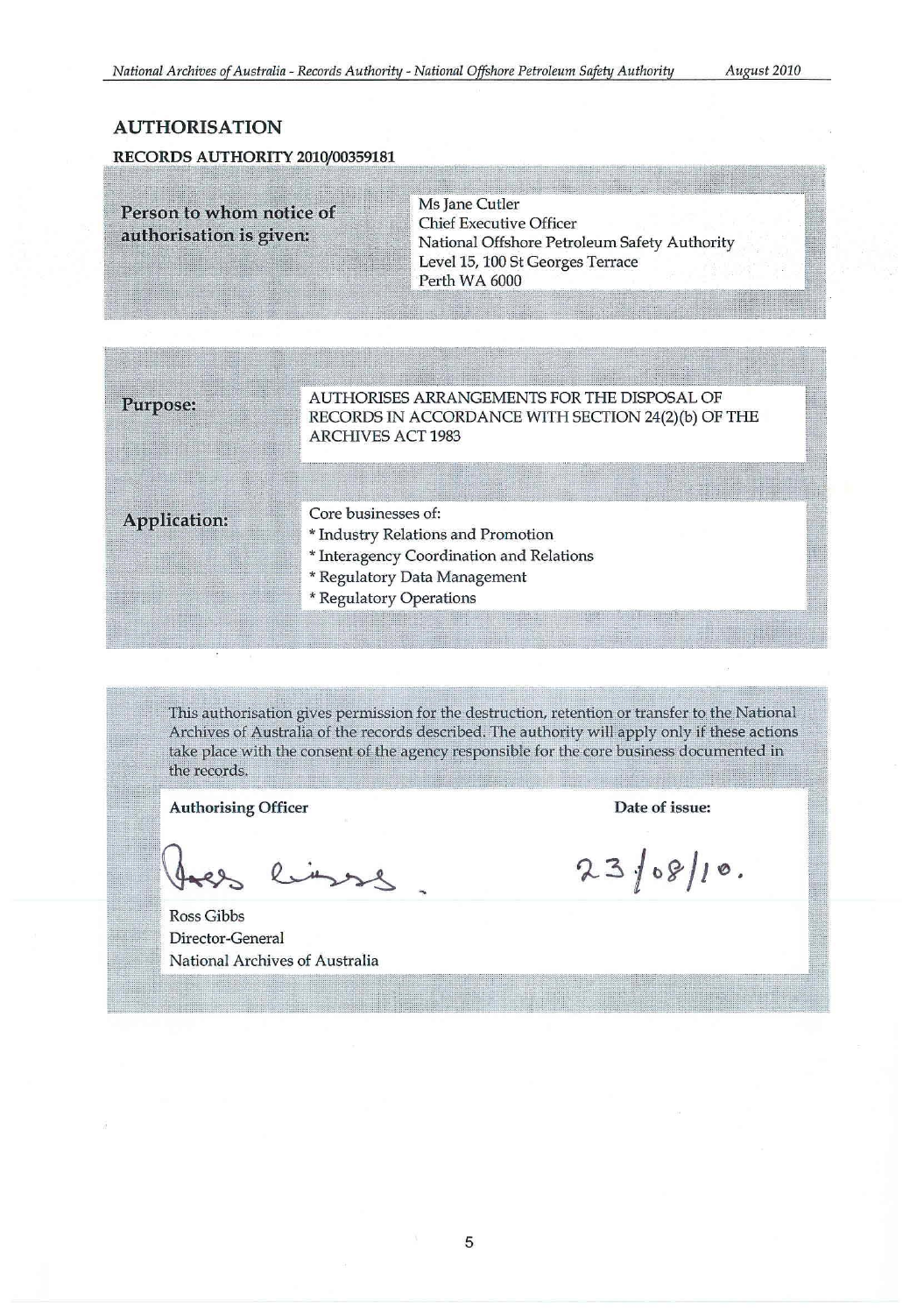## AUTHORISATION

**RECORDS AUTHORITY 2010/00359181**

| | |
|---|---|
| **Person to whom notice of authorisation is given:** | Ms Jane Cutler<br>Chief Executive Officer<br>National Offshore Petroleum Safety Authority<br>Level 15, 100 St Georges Terrace<br>Perth WA 6000 |

| | |
|---|---|
| **Purpose:** | AUTHORISES ARRANGEMENTS FOR THE DISPOSAL OF RECORDS IN ACCORDANCE WITH SECTION 24(2)(b) OF THE ARCHIVES ACT 1983 |
| **Application:** | Core businesses of:<br>* Industry Relations and Promotion<br>* Interagency Coordination and Relations<br>* Regulatory Data Management<br>* Regulatory Operations |

This authorisation gives permission for the destruction, retention or transfer to the National Archives of Australia of the records described. The authority will apply only if these actions take place with the consent of the agency responsible for the core business documented in the records.

| **Authorising Officer** | **Date of issue:** |
|---|---|
| Ross Gibbs<br>Director-General<br>National Archives of Australia | 23/08/10. |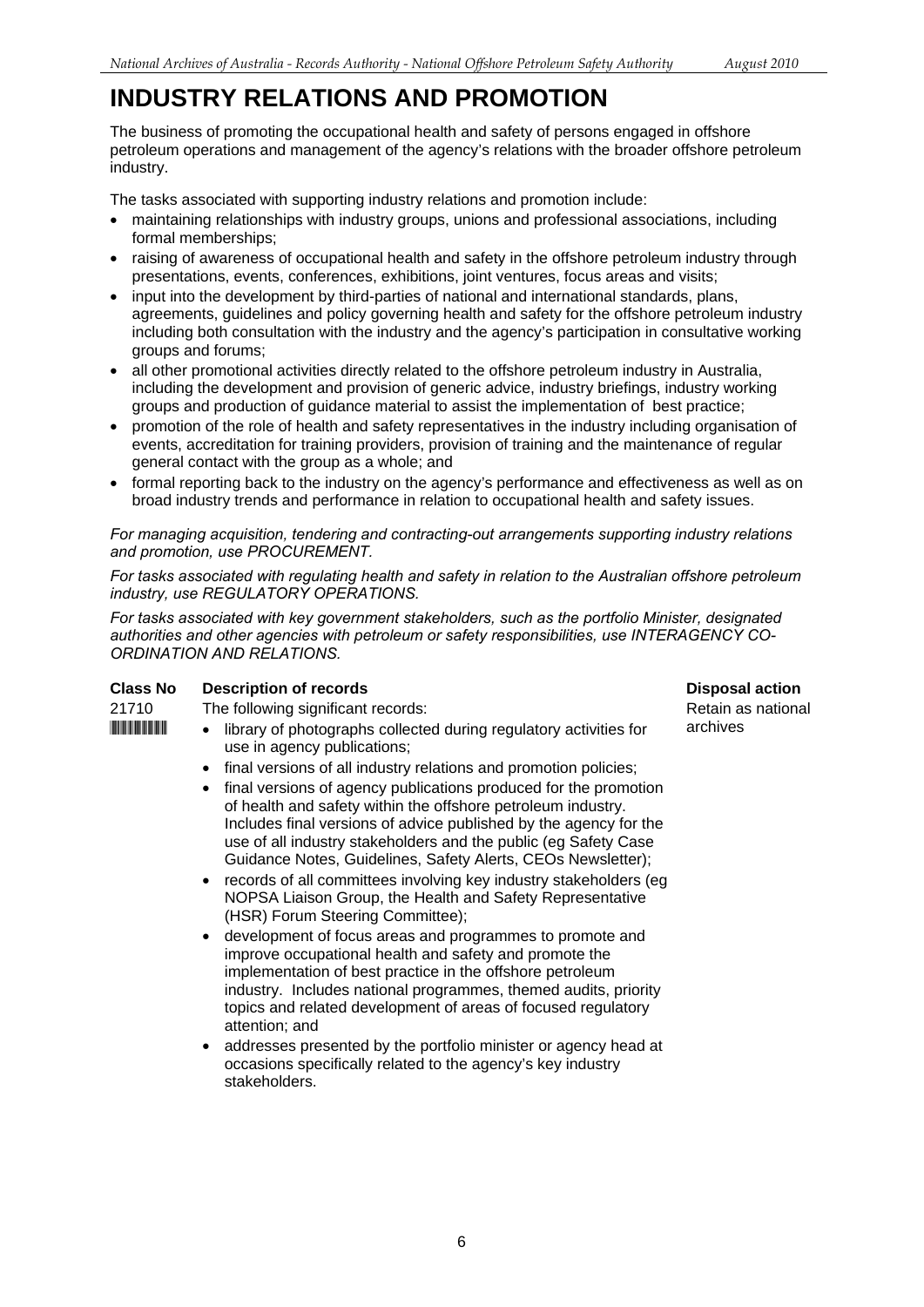# INDUSTRY RELATIONS AND PROMOTION

The business of promoting the occupational health and safety of persons engaged in offshore petroleum operations and management of the agency's relations with the broader offshore petroleum industry.

The tasks associated with supporting industry relations and promotion include:

- maintaining relationships with industry groups, unions and professional associations, including formal memberships;
- raising of awareness of occupational health and safety in the offshore petroleum industry through presentations, events, conferences, exhibitions, joint ventures, focus areas and visits;
- input into the development by third-parties of national and international standards, plans, agreements, guidelines and policy governing health and safety for the offshore petroleum industry including both consultation with the industry and the agency's participation in consultative working groups and forums;
- all other promotional activities directly related to the offshore petroleum industry in Australia, including the development and provision of generic advice, industry briefings, industry working groups and production of guidance material to assist the implementation of best practice;
- promotion of the role of health and safety representatives in the industry including organisation of events, accreditation for training providers, provision of training and the maintenance of regular general contact with the group as a whole; and
- formal reporting back to the industry on the agency's performance and effectiveness as well as on broad industry trends and performance in relation to occupational health and safety issues.

*For managing acquisition, tendering and contracting-out arrangements supporting industry relations and promotion, use PROCUREMENT.*

*For tasks associated with regulating health and safety in relation to the Australian offshore petroleum industry, use REGULATORY OPERATIONS.*

*For tasks associated with key government stakeholders, such as the portfolio Minister, designated authorities and other agencies with petroleum or safety responsibilities, use INTERAGENCY CO-ORDINATION AND RELATIONS.*

| Class No | Description of records | Disposal action |
|---|---|---|
| 21710 | The following significant records:<br>• library of photographs collected during regulatory activities for use in agency publications;<br>• final versions of all industry relations and promotion policies;<br>• final versions of agency publications produced for the promotion of health and safety within the offshore petroleum industry. Includes final versions of advice published by the agency for the use of all industry stakeholders and the public (eg Safety Case Guidance Notes, Guidelines, Safety Alerts, CEOs Newsletter);<br>• records of all committees involving key industry stakeholders (eg NOPSA Liaison Group, the Health and Safety Representative (HSR) Forum Steering Committee);<br>• development of focus areas and programmes to promote and improve occupational health and safety and promote the implementation of best practice in the offshore petroleum industry. Includes national programmes, themed audits, priority topics and related development of areas of focused regulatory attention; and<br>• addresses presented by the portfolio minister or agency head at occasions specifically related to the agency's key industry stakeholders. | Retain as national archives |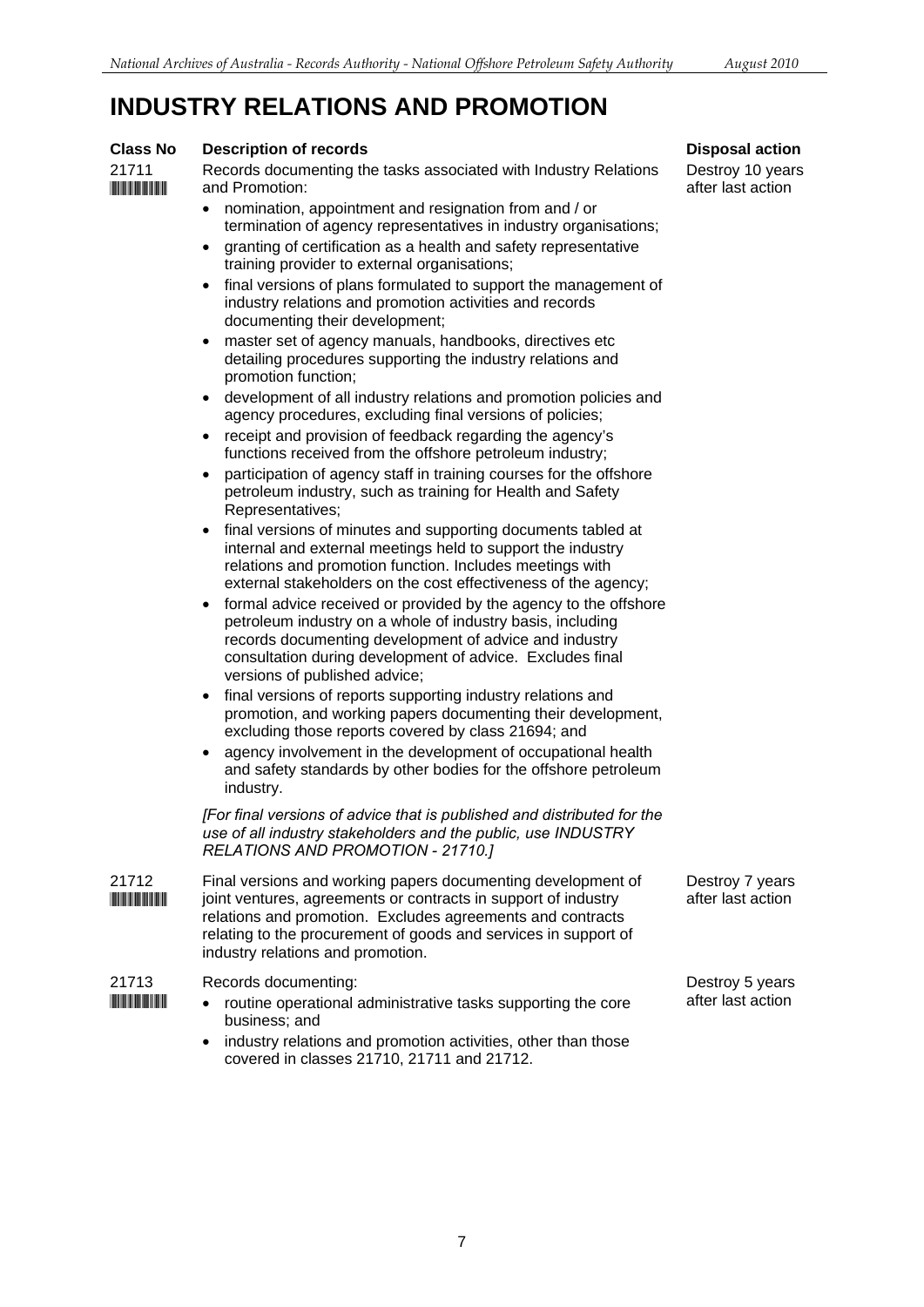# INDUSTRY RELATIONS AND PROMOTION

| Class No | Description of records | Disposal action |
|---|---|---|
| 21711 | Records documenting the tasks associated with Industry Relations and Promotion:<br>• nomination, appointment and resignation from and / or termination of agency representatives in industry organisations;<br>• granting of certification as a health and safety representative training provider to external organisations;<br>• final versions of plans formulated to support the management of industry relations and promotion activities and records documenting their development;<br>• master set of agency manuals, handbooks, directives etc detailing procedures supporting the industry relations and promotion function;<br>• development of all industry relations and promotion policies and agency procedures, excluding final versions of policies;<br>• receipt and provision of feedback regarding the agency's functions received from the offshore petroleum industry;<br>• participation of agency staff in training courses for the offshore petroleum industry, such as training for Health and Safety Representatives;<br>• final versions of minutes and supporting documents tabled at internal and external meetings held to support the industry relations and promotion function. Includes meetings with external stakeholders on the cost effectiveness of the agency;<br>• formal advice received or provided by the agency to the offshore petroleum industry on a whole of industry basis, including records documenting development of advice and industry consultation during development of advice. Excludes final versions of published advice;<br>• final versions of reports supporting industry relations and promotion, and working papers documenting their development, excluding those reports covered by class 21694; and<br>• agency involvement in the development of occupational health and safety standards by other bodies for the offshore petroleum industry.<br><br>*[For final versions of advice that is published and distributed for the use of all industry stakeholders and the public, use INDUSTRY RELATIONS AND PROMOTION - 21710.]* | Destroy 10 years after last action |
| 21712 | Final versions and working papers documenting development of joint ventures, agreements or contracts in support of industry relations and promotion. Excludes agreements and contracts relating to the procurement of goods and services in support of industry relations and promotion. | Destroy 7 years after last action |
| 21713 | Records documenting:<br>• routine operational administrative tasks supporting the core business; and<br>• industry relations and promotion activities, other than those covered in classes 21710, 21711 and 21712. | Destroy 5 years after last action |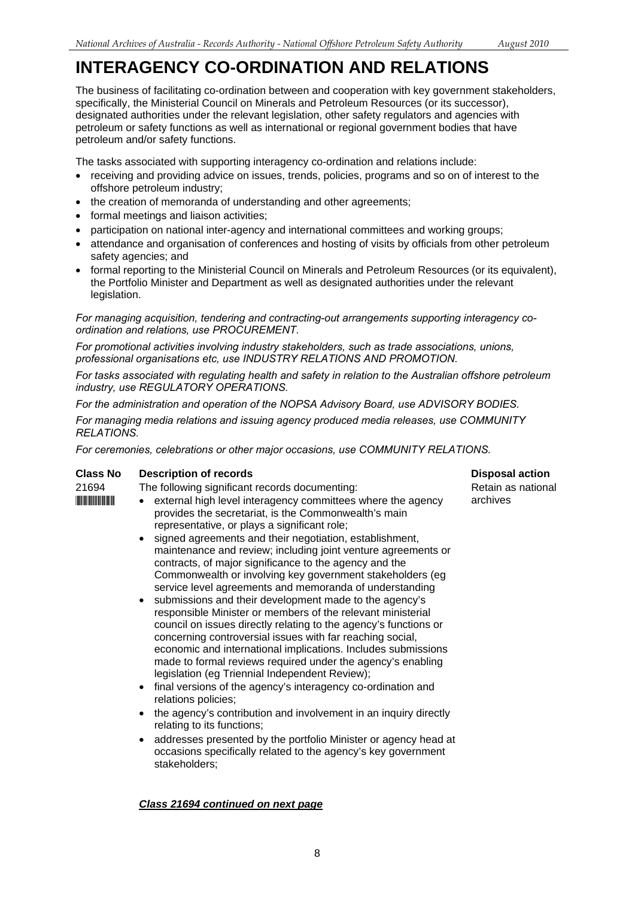# INTERAGENCY CO-ORDINATION AND RELATIONS

The business of facilitating co-ordination between and cooperation with key government stakeholders, specifically, the Ministerial Council on Minerals and Petroleum Resources (or its successor), designated authorities under the relevant legislation, other safety regulators and agencies with petroleum or safety functions as well as international or regional government bodies that have petroleum and/or safety functions.

The tasks associated with supporting interagency co-ordination and relations include:

- receiving and providing advice on issues, trends, policies, programs and so on of interest to the offshore petroleum industry;
- the creation of memoranda of understanding and other agreements;
- formal meetings and liaison activities;
- participation on national inter-agency and international committees and working groups;
- attendance and organisation of conferences and hosting of visits by officials from other petroleum safety agencies; and
- formal reporting to the Ministerial Council on Minerals and Petroleum Resources (or its equivalent), the Portfolio Minister and Department as well as designated authorities under the relevant legislation.

*For managing acquisition, tendering and contracting-out arrangements supporting interagency co-ordination and relations, use PROCUREMENT.*

*For promotional activities involving industry stakeholders, such as trade associations, unions, professional organisations etc, use INDUSTRY RELATIONS AND PROMOTION.*

*For tasks associated with regulating health and safety in relation to the Australian offshore petroleum industry, use REGULATORY OPERATIONS.*

*For the administration and operation of the NOPSA Advisory Board, use ADVISORY BODIES.*

*For managing media relations and issuing agency produced media releases, use COMMUNITY RELATIONS.*

*For ceremonies, celebrations or other major occasions, use COMMUNITY RELATIONS.*

| Class No | Description of records | Disposal action |
|---|---|---|
| 21694 | The following significant records documenting:<br>• external high level interagency committees where the agency provides the secretariat, is the Commonwealth's main representative, or plays a significant role;<br>• signed agreements and their negotiation, establishment, maintenance and review; including joint venture agreements or contracts, of major significance to the agency and the Commonwealth or involving key government stakeholders (eg service level agreements and memoranda of understanding<br>• submissions and their development made to the agency's responsible Minister or members of the relevant ministerial council on issues directly relating to the agency's functions or concerning controversial issues with far reaching social, economic and international implications. Includes submissions made to formal reviews required under the agency's enabling legislation (eg Triennial Independent Review);<br>• final versions of the agency's interagency co-ordination and relations policies;<br>• the agency's contribution and involvement in an inquiry directly relating to its functions;<br>• addresses presented by the portfolio Minister or agency head at occasions specifically related to the agency's key government stakeholders; | Retain as national archives |

***Class 21694 continued on next page***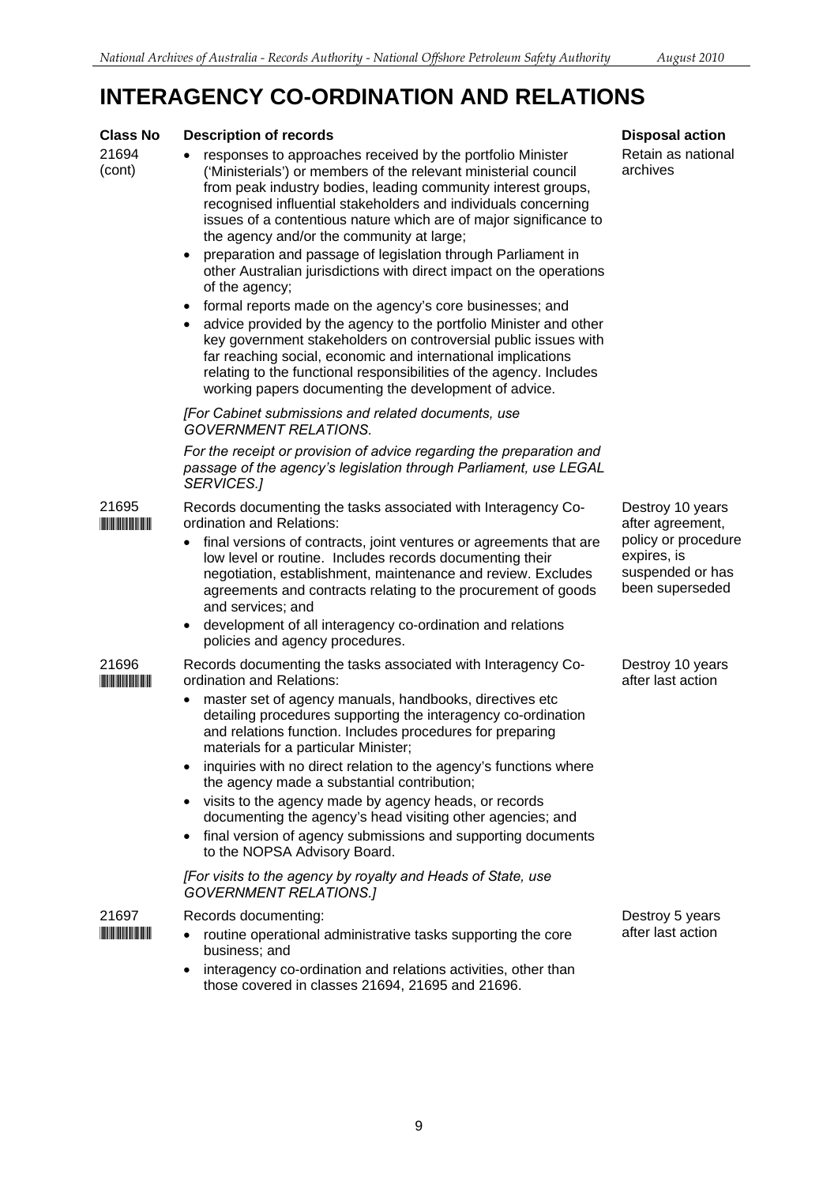# INTERAGENCY CO-ORDINATION AND RELATIONS

| Class No | Description of records | Disposal action |
|---|---|---|
| 21694 (cont) | • responses to approaches received by the portfolio Minister ('Ministerials') or members of the relevant ministerial council from peak industry bodies, leading community interest groups, recognised influential stakeholders and individuals concerning issues of a contentious nature which are of major significance to the agency and/or the community at large;<br>• preparation and passage of legislation through Parliament in other Australian jurisdictions with direct impact on the operations of the agency;<br>• formal reports made on the agency's core businesses; and<br>• advice provided by the agency to the portfolio Minister and other key government stakeholders on controversial public issues with far reaching social, economic and international implications relating to the functional responsibilities of the agency. Includes working papers documenting the development of advice.<br><br>*[For Cabinet submissions and related documents, use GOVERNMENT RELATIONS.*<br><br>*For the receipt or provision of advice regarding the preparation and passage of the agency's legislation through Parliament, use LEGAL SERVICES.]* | Retain as national archives |
| 21695 | Records documenting the tasks associated with Interagency Co-ordination and Relations:<br>• final versions of contracts, joint ventures or agreements that are low level or routine. Includes records documenting their negotiation, establishment, maintenance and review. Excludes agreements and contracts relating to the procurement of goods and services; and<br>• development of all interagency co-ordination and relations policies and agency procedures. | Destroy 10 years after agreement, policy or procedure expires, is suspended or has been superseded |
| 21696 | Records documenting the tasks associated with Interagency Co-ordination and Relations:<br>• master set of agency manuals, handbooks, directives etc detailing procedures supporting the interagency co-ordination and relations function. Includes procedures for preparing materials for a particular Minister;<br>• inquiries with no direct relation to the agency's functions where the agency made a substantial contribution;<br>• visits to the agency made by agency heads, or records documenting the agency's head visiting other agencies; and<br>• final version of agency submissions and supporting documents to the NOPSA Advisory Board.<br><br>*[For visits to the agency by royalty and Heads of State, use GOVERNMENT RELATIONS.]* | Destroy 10 years after last action |
| 21697 | Records documenting:<br>• routine operational administrative tasks supporting the core business; and<br>• interagency co-ordination and relations activities, other than those covered in classes 21694, 21695 and 21696. | Destroy 5 years after last action |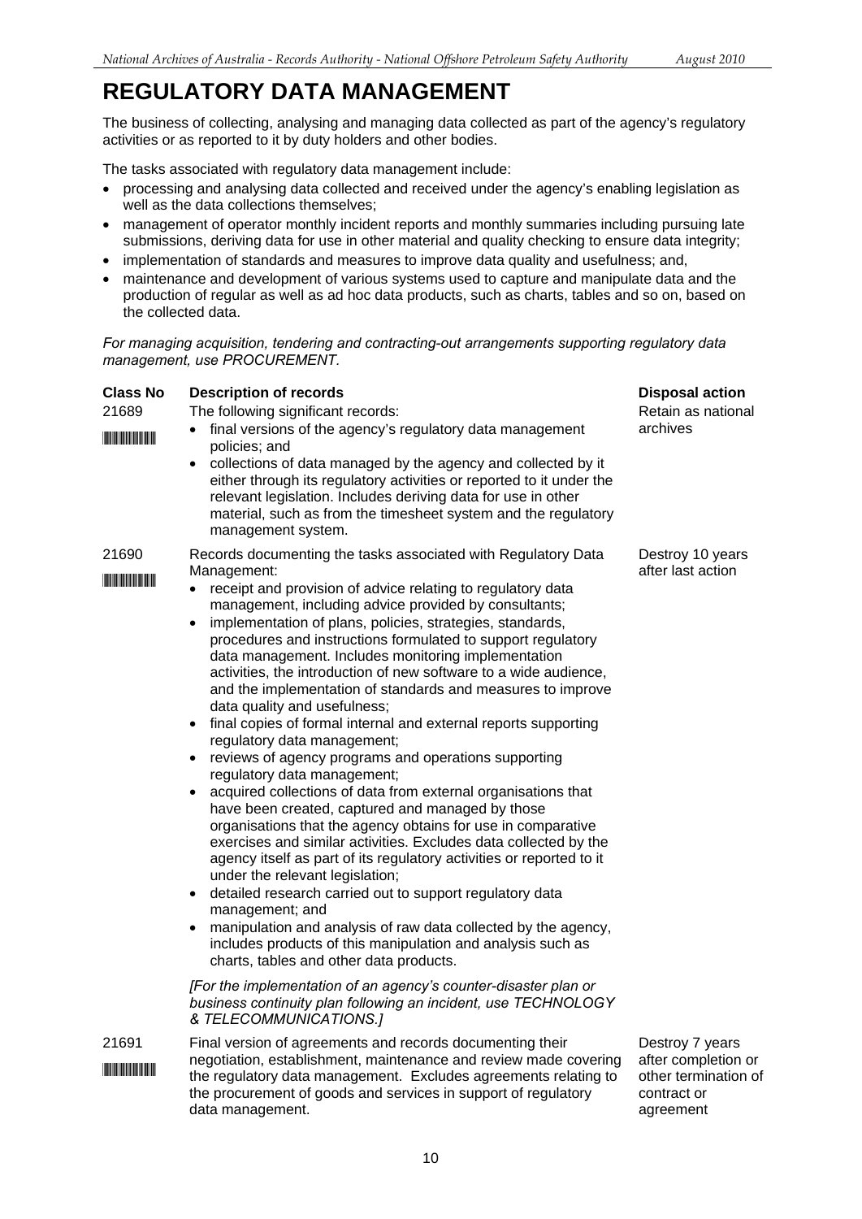# REGULATORY DATA MANAGEMENT

The business of collecting, analysing and managing data collected as part of the agency's regulatory activities or as reported to it by duty holders and other bodies.

The tasks associated with regulatory data management include:

- processing and analysing data collected and received under the agency's enabling legislation as well as the data collections themselves;
- management of operator monthly incident reports and monthly summaries including pursuing late submissions, deriving data for use in other material and quality checking to ensure data integrity;
- implementation of standards and measures to improve data quality and usefulness; and,
- maintenance and development of various systems used to capture and manipulate data and the production of regular as well as ad hoc data products, such as charts, tables and so on, based on the collected data.

*For managing acquisition, tendering and contracting-out arrangements supporting regulatory data management, use PROCUREMENT.*

| Class No | Description of records | Disposal action |
|---|---|---|
| 21689 | The following significant records:<br>• final versions of the agency's regulatory data management policies; and<br>• collections of data managed by the agency and collected by it either through its regulatory activities or reported to it under the relevant legislation. Includes deriving data for use in other material, such as from the timesheet system and the regulatory management system. | Retain as national archives |
| 21690 | Records documenting the tasks associated with Regulatory Data Management:<br>• receipt and provision of advice relating to regulatory data management, including advice provided by consultants;<br>• implementation of plans, policies, strategies, standards, procedures and instructions formulated to support regulatory data management. Includes monitoring implementation activities, the introduction of new software to a wide audience, and the implementation of standards and measures to improve data quality and usefulness;<br>• final copies of formal internal and external reports supporting regulatory data management;<br>• reviews of agency programs and operations supporting regulatory data management;<br>• acquired collections of data from external organisations that have been created, captured and managed by those organisations that the agency obtains for use in comparative exercises and similar activities. Excludes data collected by the agency itself as part of its regulatory activities or reported to it under the relevant legislation;<br>• detailed research carried out to support regulatory data management; and<br>• manipulation and analysis of raw data collected by the agency, includes products of this manipulation and analysis such as charts, tables and other data products.<br><br>*[For the implementation of an agency's counter-disaster plan or business continuity plan following an incident, use TECHNOLOGY & TELECOMMUNICATIONS.]* | Destroy 10 years after last action |
| 21691 | Final version of agreements and records documenting their negotiation, establishment, maintenance and review made covering the regulatory data management. Excludes agreements relating to the procurement of goods and services in support of regulatory data management. | Destroy 7 years after completion or other termination of contract or agreement |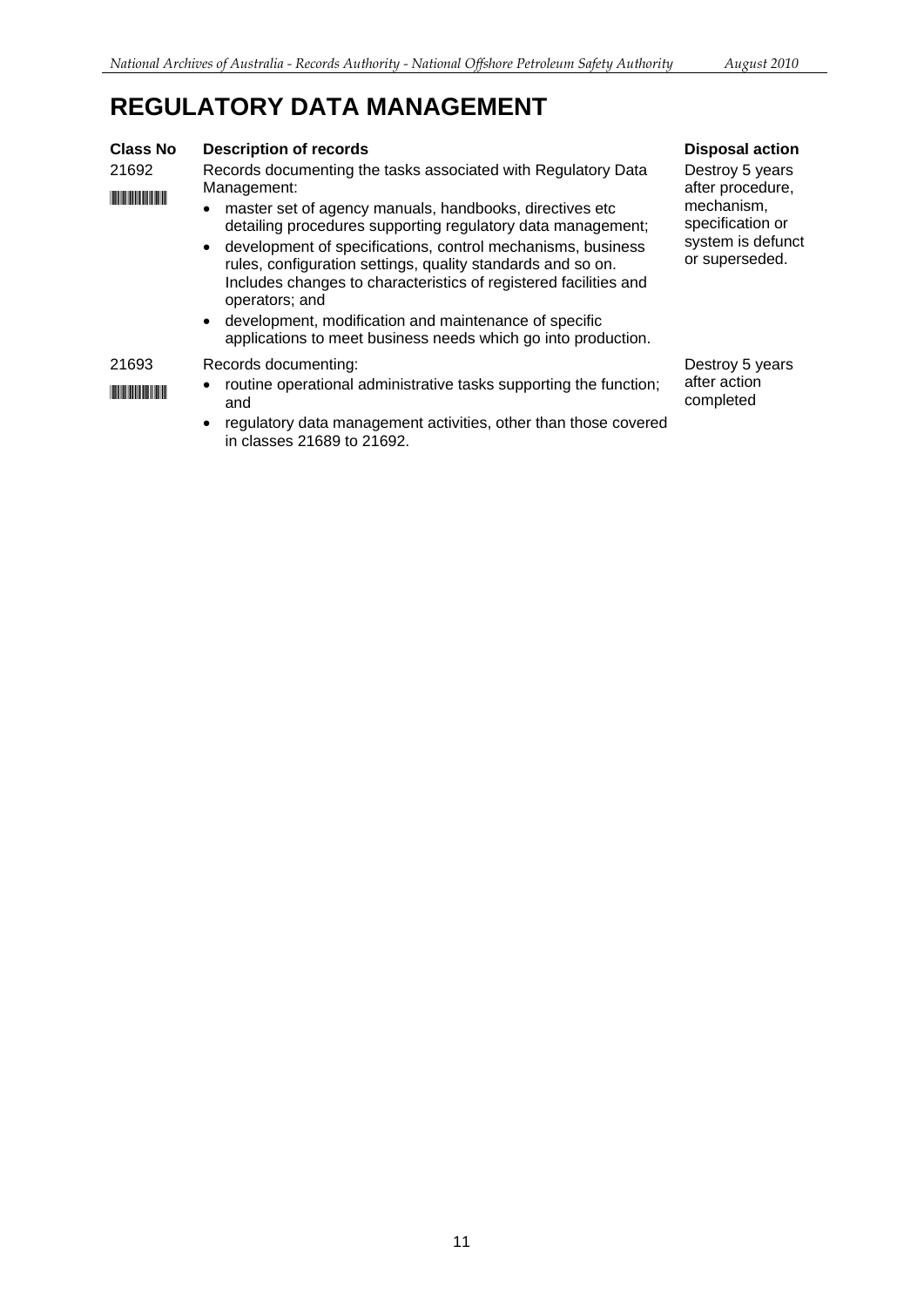# REGULATORY DATA MANAGEMENT

| Class No | Description of records | Disposal action |
|---|---|---|
| 21692 | Records documenting the tasks associated with Regulatory Data Management:<br>• master set of agency manuals, handbooks, directives etc detailing procedures supporting regulatory data management;<br>• development of specifications, control mechanisms, business rules, configuration settings, quality standards and so on. Includes changes to characteristics of registered facilities and operators; and<br>• development, modification and maintenance of specific applications to meet business needs which go into production. | Destroy 5 years after procedure, mechanism, specification or system is defunct or superseded. |
| 21693 | Records documenting:<br>• routine operational administrative tasks supporting the function; and<br>• regulatory data management activities, other than those covered in classes 21689 to 21692. | Destroy 5 years after action completed |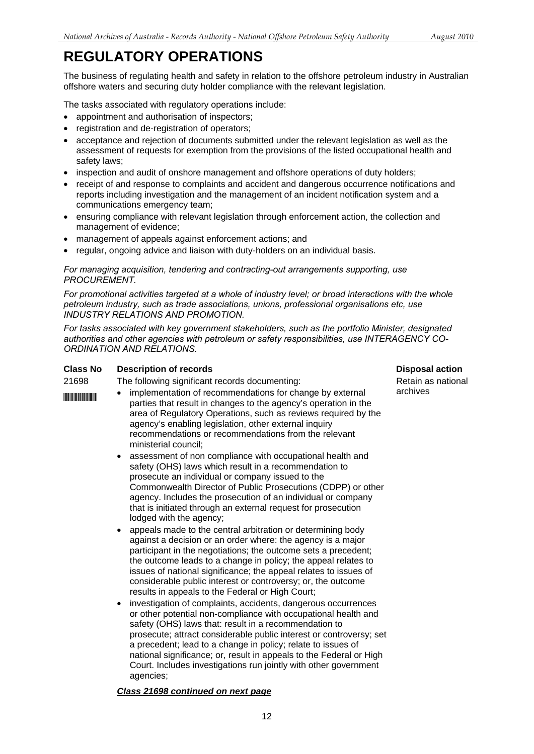# REGULATORY OPERATIONS

The business of regulating health and safety in relation to the offshore petroleum industry in Australian offshore waters and securing duty holder compliance with the relevant legislation.

The tasks associated with regulatory operations include:

- appointment and authorisation of inspectors;
- registration and de-registration of operators;
- acceptance and rejection of documents submitted under the relevant legislation as well as the assessment of requests for exemption from the provisions of the listed occupational health and safety laws;
- inspection and audit of onshore management and offshore operations of duty holders;
- receipt of and response to complaints and accident and dangerous occurrence notifications and reports including investigation and the management of an incident notification system and a communications emergency team;
- ensuring compliance with relevant legislation through enforcement action, the collection and management of evidence;
- management of appeals against enforcement actions; and
- regular, ongoing advice and liaison with duty-holders on an individual basis.

*For managing acquisition, tendering and contracting-out arrangements supporting, use PROCUREMENT.*

*For promotional activities targeted at a whole of industry level; or broad interactions with the whole petroleum industry, such as trade associations, unions, professional organisations etc, use INDUSTRY RELATIONS AND PROMOTION.*

*For tasks associated with key government stakeholders, such as the portfolio Minister, designated authorities and other agencies with petroleum or safety responsibilities, use INTERAGENCY CO-ORDINATION AND RELATIONS.*

| Class No | Description of records | Disposal action |
|---|---|---|
| 21698 | The following significant records documenting:<br>• implementation of recommendations for change by external parties that result in changes to the agency's operation in the area of Regulatory Operations, such as reviews required by the agency's enabling legislation, other external inquiry recommendations or recommendations from the relevant ministerial council;<br>• assessment of non compliance with occupational health and safety (OHS) laws which result in a recommendation to prosecute an individual or company issued to the Commonwealth Director of Public Prosecutions (CDPP) or other agency. Includes the prosecution of an individual or company that is initiated through an external request for prosecution lodged with the agency;<br>• appeals made to the central arbitration or determining body against a decision or an order where: the agency is a major participant in the negotiations; the outcome sets a precedent; the outcome leads to a change in policy; the appeal relates to issues of national significance; the appeal relates to issues of considerable public interest or controversy; or, the outcome results in appeals to the Federal or High Court;<br>• investigation of complaints, accidents, dangerous occurrences or other potential non-compliance with occupational health and safety (OHS) laws that: result in a recommendation to prosecute; attract considerable public interest or controversy; set a precedent; lead to a change in policy; relate to issues of national significance; or, result in appeals to the Federal or High Court. Includes investigations run jointly with other government agencies;<br>***Class 21698 continued on next page*** | Retain as national archives |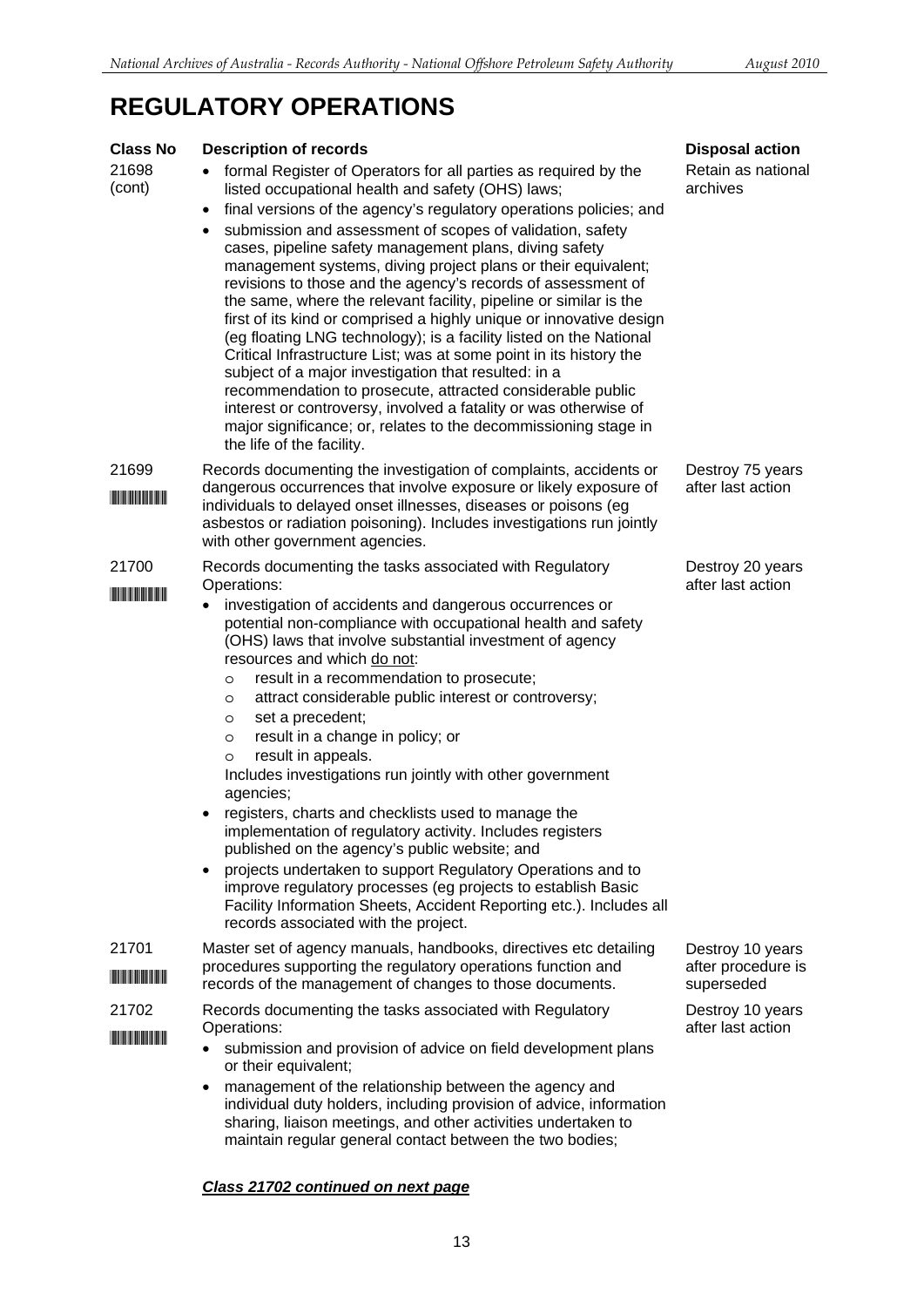# REGULATORY OPERATIONS

| Class No | Description of records | Disposal action |
|---|---|---|
| 21698 (cont) | • formal Register of Operators for all parties as required by the listed occupational health and safety (OHS) laws;<br>• final versions of the agency's regulatory operations policies; and<br>• submission and assessment of scopes of validation, safety cases, pipeline safety management plans, diving safety management systems, diving project plans or their equivalent; revisions to those and the agency's records of assessment of the same, where the relevant facility, pipeline or similar is the first of its kind or comprised a highly unique or innovative design (eg floating LNG technology); is a facility listed on the National Critical Infrastructure List; was at some point in its history the subject of a major investigation that resulted: in a recommendation to prosecute, attracted considerable public interest or controversy, involved a fatality or was otherwise of major significance; or, relates to the decommissioning stage in the life of the facility. | Retain as national archives |
| 21699 | Records documenting the investigation of complaints, accidents or dangerous occurrences that involve exposure or likely exposure of individuals to delayed onset illnesses, diseases or poisons (eg asbestos or radiation poisoning). Includes investigations run jointly with other government agencies. | Destroy 75 years after last action |
| 21700 | Records documenting the tasks associated with Regulatory Operations:<br>• investigation of accidents and dangerous occurrences or potential non-compliance with occupational health and safety (OHS) laws that involve substantial investment of agency resources and which <u>do not</u>:<br>&nbsp;&nbsp;&nbsp;&nbsp;○ result in a recommendation to prosecute;<br>&nbsp;&nbsp;&nbsp;&nbsp;○ attract considerable public interest or controversy;<br>&nbsp;&nbsp;&nbsp;&nbsp;○ set a precedent;<br>&nbsp;&nbsp;&nbsp;&nbsp;○ result in a change in policy; or<br>&nbsp;&nbsp;&nbsp;&nbsp;○ result in appeals.<br>Includes investigations run jointly with other government agencies;<br>• registers, charts and checklists used to manage the implementation of regulatory activity. Includes registers published on the agency's public website; and<br>• projects undertaken to support Regulatory Operations and to improve regulatory processes (eg projects to establish Basic Facility Information Sheets, Accident Reporting etc.). Includes all records associated with the project. | Destroy 20 years after last action |
| 21701 | Master set of agency manuals, handbooks, directives etc detailing procedures supporting the regulatory operations function and records of the management of changes to those documents. | Destroy 10 years after procedure is superseded |
| 21702 | Records documenting the tasks associated with Regulatory Operations:<br>• submission and provision of advice on field development plans or their equivalent;<br>• management of the relationship between the agency and individual duty holders, including provision of advice, information sharing, liaison meetings, and other activities undertaken to maintain regular general contact between the two bodies;<br><br>***<u>Class 21702 continued on next page</u>*** | Destroy 10 years after last action |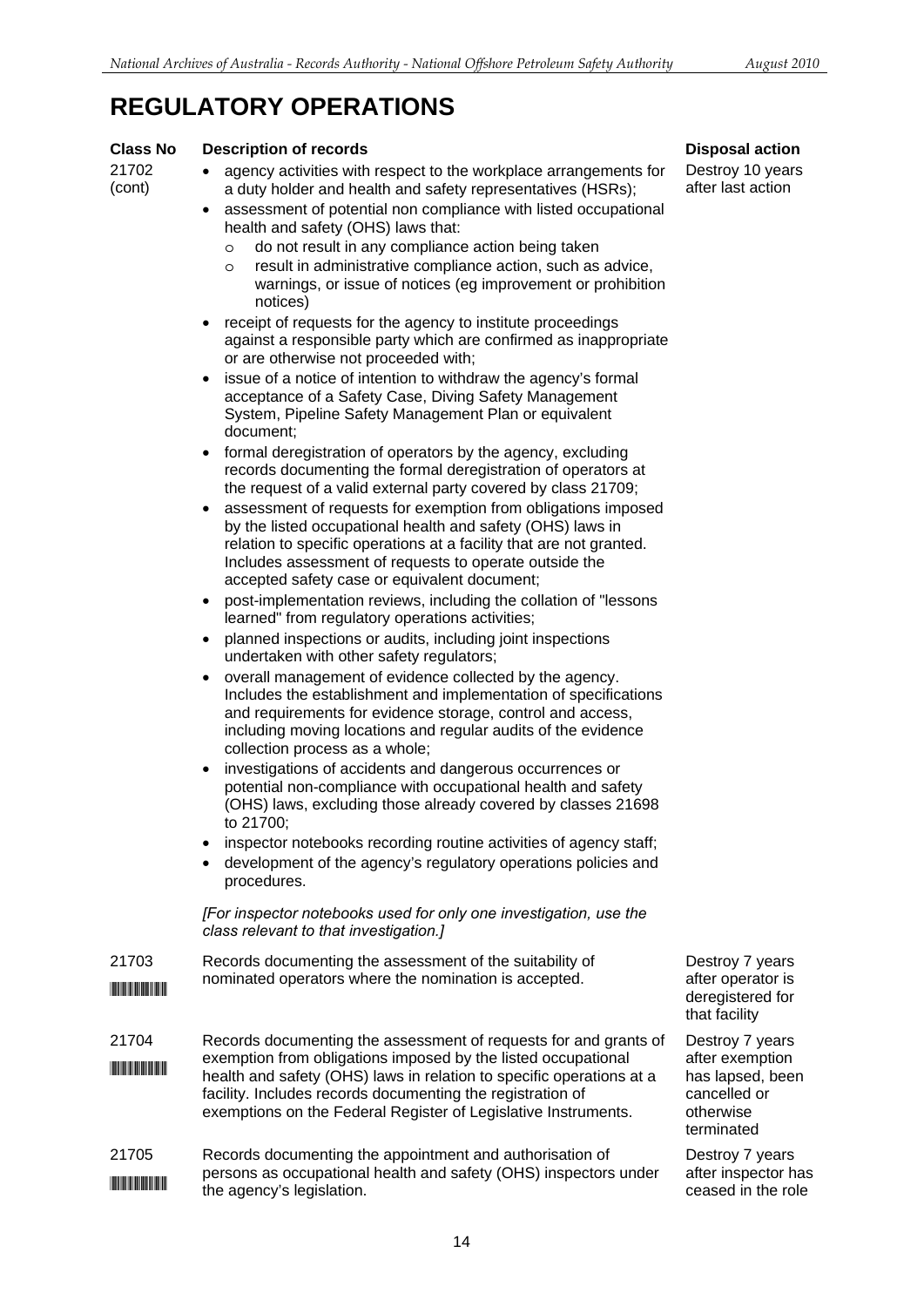# REGULATORY OPERATIONS

| Class No | Description of records | Disposal action |
|---|---|---|
| 21702 (cont) | • agency activities with respect to the workplace arrangements for a duty holder and health and safety representatives (HSRs);<br>• assessment of potential non compliance with listed occupational health and safety (OHS) laws that:<br>  o do not result in any compliance action being taken<br>  o result in administrative compliance action, such as advice, warnings, or issue of notices (eg improvement or prohibition notices)<br>• receipt of requests for the agency to institute proceedings against a responsible party which are confirmed as inappropriate or are otherwise not proceeded with;<br>• issue of a notice of intention to withdraw the agency's formal acceptance of a Safety Case, Diving Safety Management System, Pipeline Safety Management Plan or equivalent document;<br>• formal deregistration of operators by the agency, excluding records documenting the formal deregistration of operators at the request of a valid external party covered by class 21709;<br>• assessment of requests for exemption from obligations imposed by the listed occupational health and safety (OHS) laws in relation to specific operations at a facility that are not granted. Includes assessment of requests to operate outside the accepted safety case or equivalent document;<br>• post-implementation reviews, including the collation of "lessons learned" from regulatory operations activities;<br>• planned inspections or audits, including joint inspections undertaken with other safety regulators;<br>• overall management of evidence collected by the agency. Includes the establishment and implementation of specifications and requirements for evidence storage, control and access, including moving locations and regular audits of the evidence collection process as a whole;<br>• investigations of accidents and dangerous occurrences or potential non-compliance with occupational health and safety (OHS) laws, excluding those already covered by classes 21698 to 21700;<br>• inspector notebooks recording routine activities of agency staff;<br>• development of the agency's regulatory operations policies and procedures.<br><br>*[For inspector notebooks used for only one investigation, use the class relevant to that investigation.]* | Destroy 10 years after last action |
| 21703 | Records documenting the assessment of the suitability of nominated operators where the nomination is accepted. | Destroy 7 years after operator is deregistered for that facility |
| 21704 | Records documenting the assessment of requests for and grants of exemption from obligations imposed by the listed occupational health and safety (OHS) laws in relation to specific operations at a facility. Includes records documenting the registration of exemptions on the Federal Register of Legislative Instruments. | Destroy 7 years after exemption has lapsed, been cancelled or otherwise terminated |
| 21705 | Records documenting the appointment and authorisation of persons as occupational health and safety (OHS) inspectors under the agency's legislation. | Destroy 7 years after inspector has ceased in the role |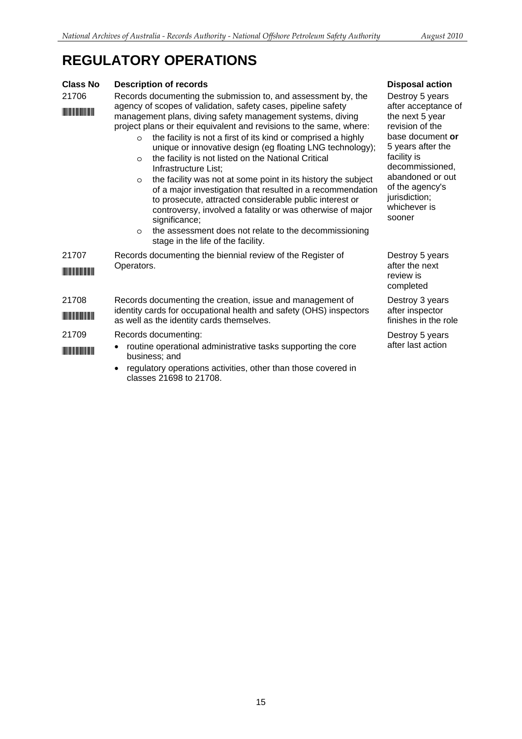# REGULATORY OPERATIONS

| Class No | Description of records | Disposal action |
|---|---|---|
| 21706 | Records documenting the submission to, and assessment by, the agency of scopes of validation, safety cases, pipeline safety management plans, diving safety management systems, diving project plans or their equivalent and revisions to the same, where:<br>o the facility is not a first of its kind or comprised a highly unique or innovative design (eg floating LNG technology);<br>o the facility is not listed on the National Critical Infrastructure List;<br>o the facility was not at some point in its history the subject of a major investigation that resulted in a recommendation to prosecute, attracted considerable public interest or controversy, involved a fatality or was otherwise of major significance;<br>o the assessment does not relate to the decommissioning stage in the life of the facility. | Destroy 5 years after acceptance of the next 5 year revision of the base document **or** 5 years after the facility is decommissioned, abandoned or out of the agency's jurisdiction; whichever is sooner |
| 21707 | Records documenting the biennial review of the Register of Operators. | Destroy 5 years after the next review is completed |
| 21708 | Records documenting the creation, issue and management of identity cards for occupational health and safety (OHS) inspectors as well as the identity cards themselves. | Destroy 3 years after inspector finishes in the role |
| 21709 | Records documenting:<br>• routine operational administrative tasks supporting the core business; and<br>• regulatory operations activities, other than those covered in classes 21698 to 21708. | Destroy 5 years after last action |